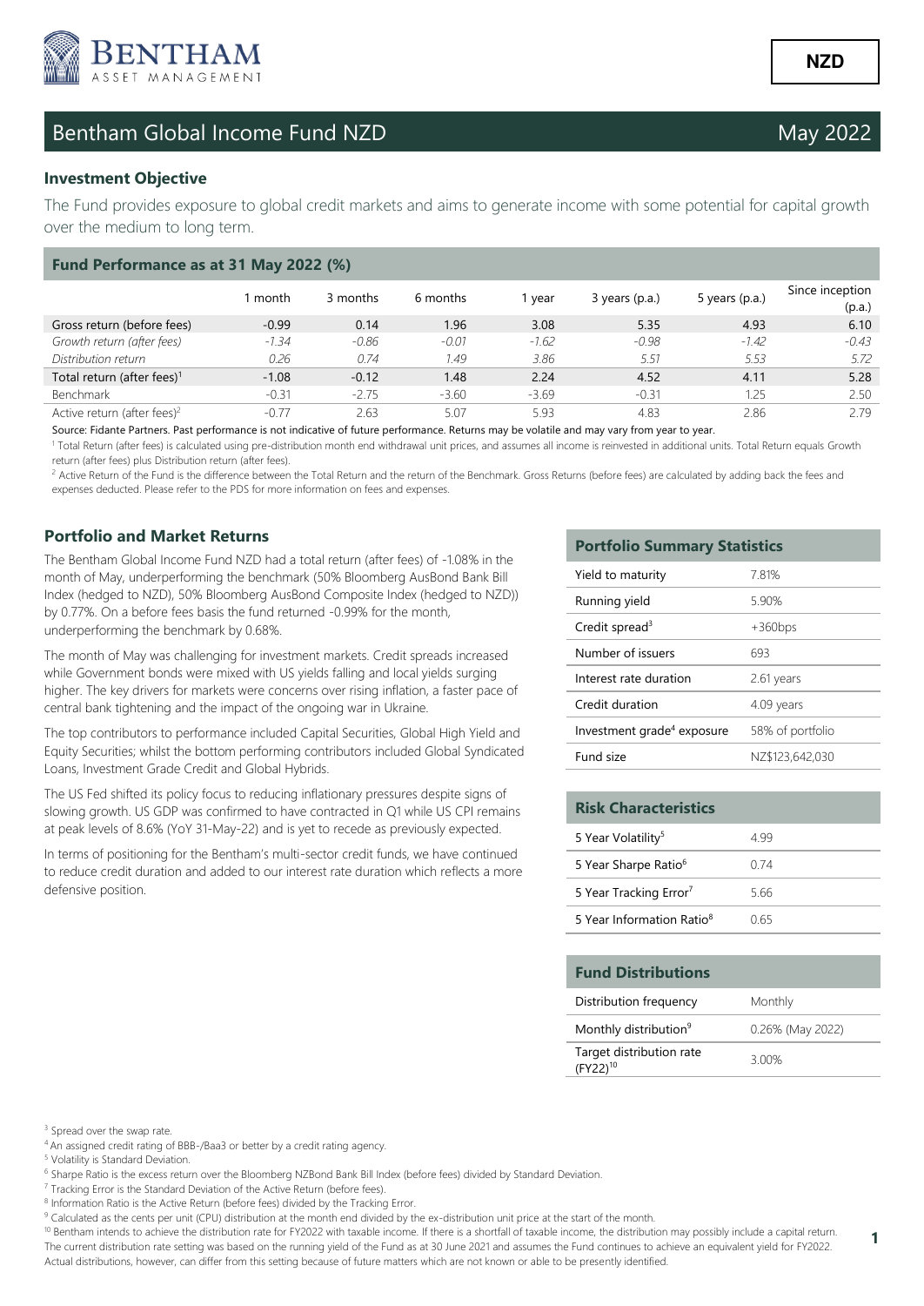# Bentham Global Income Fund NZD

NZD

May 2022

### Investment Objective

The Fund provides exposure to global credit markets and aims to generate income with some potential for capital growth over the medium to long term.

### Fund Performance as at 31 May 2022 (%)

| | 1 month | 3 months | 6 months | 1 year | 3 years (p.a.) | 5 years (p.a.) | Since inception (p.a.) |
|---|---|---|---|---|---|---|---|
| Gross return (before fees) | -0.99 | 0.14 | 1.96 | 3.08 | 5.35 | 4.93 | 6.10 |
| *Growth return (after fees)* | *-1.34* | *-0.86* | *-0.01* | *-1.62* | *-0.98* | *-1.42* | *-0.43* |
| *Distribution return* | *0.26* | *0.74* | *1.49* | *3.86* | *5.51* | *5.53* | *5.72* |
| Total return (after fees)[1] | -1.08 | -0.12 | 1.48 | 2.24 | 4.52 | 4.11 | 5.28 |
| Benchmark | -0.31 | -2.75 | -3.60 | -3.69 | -0.31 | 1.25 | 2.50 |
| Active return (after fees)[2] | -0.77 | 2.63 | 5.07 | 5.93 | 4.83 | 2.86 | 2.79 |

Source: Fidante Partners. Past performance is not indicative of future performance. Returns may be volatile and may vary from year to year.

[1] Total Return (after fees) is calculated using pre-distribution month end withdrawal unit prices, and assumes all income is reinvested in additional units. Total Return equals Growth return (after fees) plus Distribution return (after fees).

[2] Active Return of the Fund is the difference between the Total Return and the return of the Benchmark. Gross Returns (before fees) are calculated by adding back the fees and expenses deducted. Please refer to the PDS for more information on fees and expenses.

### Portfolio and Market Returns

The Bentham Global Income Fund NZD had a total return (after fees) of -1.08% in the month of May, underperforming the benchmark (50% Bloomberg AusBond Bank Bill Index (hedged to NZD), 50% Bloomberg AusBond Composite Index (hedged to NZD)) by 0.77%. On a before fees basis the fund returned -0.99% for the month, underperforming the benchmark by 0.68%.

The month of May was challenging for investment markets. Credit spreads increased while Government bonds were mixed with US yields falling and local yields surging higher. The key drivers for markets were concerns over rising inflation, a faster pace of central bank tightening and the impact of the ongoing war in Ukraine.

The top contributors to performance included Capital Securities, Global High Yield and Equity Securities; whilst the bottom performing contributors included Global Syndicated Loans, Investment Grade Credit and Global Hybrids.

The US Fed shifted its policy focus to reducing inflationary pressures despite signs of slowing growth. US GDP was confirmed to have contracted in Q1 while US CPI remains at peak levels of 8.6% (YoY 31-May-22) and is yet to recede as previously expected.

In terms of positioning for the Bentham's multi-sector credit funds, we have continued to reduce credit duration and added to our interest rate duration which reflects a more defensive position.

### Portfolio Summary Statistics

| | |
|---|---|
| Yield to maturity | 7.81% |
| Running yield | 5.90% |
| Credit spread[3] | +360bps |
| Number of issuers | 693 |
| Interest rate duration | 2.61 years |
| Credit duration | 4.09 years |
| Investment grade[4] exposure | 58% of portfolio |
| Fund size | NZ$123,642,030 |

### Risk Characteristics

| | |
|---|---|
| 5 Year Volatility[5] | 4.99 |
| 5 Year Sharpe Ratio[6] | 0.74 |
| 5 Year Tracking Error[7] | 5.66 |
| 5 Year Information Ratio[8] | 0.65 |

### Fund Distributions

| | |
|---|---|
| Distribution frequency | Monthly |
| Monthly distribution[9] | 0.26% (May 2022) |
| Target distribution rate (FY22)[10] | 3.00% |

[3] Spread over the swap rate.

[4] An assigned credit rating of BBB-/Baa3 or better by a credit rating agency.

[5] Volatility is Standard Deviation.

[6] Sharpe Ratio is the excess return over the Bloomberg NZBond Bank Bill Index (before fees) divided by Standard Deviation.

[7] Tracking Error is the Standard Deviation of the Active Return (before fees).

[8] Information Ratio is the Active Return (before fees) divided by the Tracking Error.

[9] Calculated as the cents per unit (CPU) distribution at the month end divided by the ex-distribution unit price at the start of the month.

[10] Bentham intends to achieve the distribution rate for FY2022 with taxable income. If there is a shortfall of taxable income, the distribution may possibly include a capital return. The current distribution rate setting was based on the running yield of the Fund as at 30 June 2021 and assumes the Fund continues to achieve an equivalent yield for FY2022. Actual distributions, however, can differ from this setting because of future matters which are not known or able to be presently identified.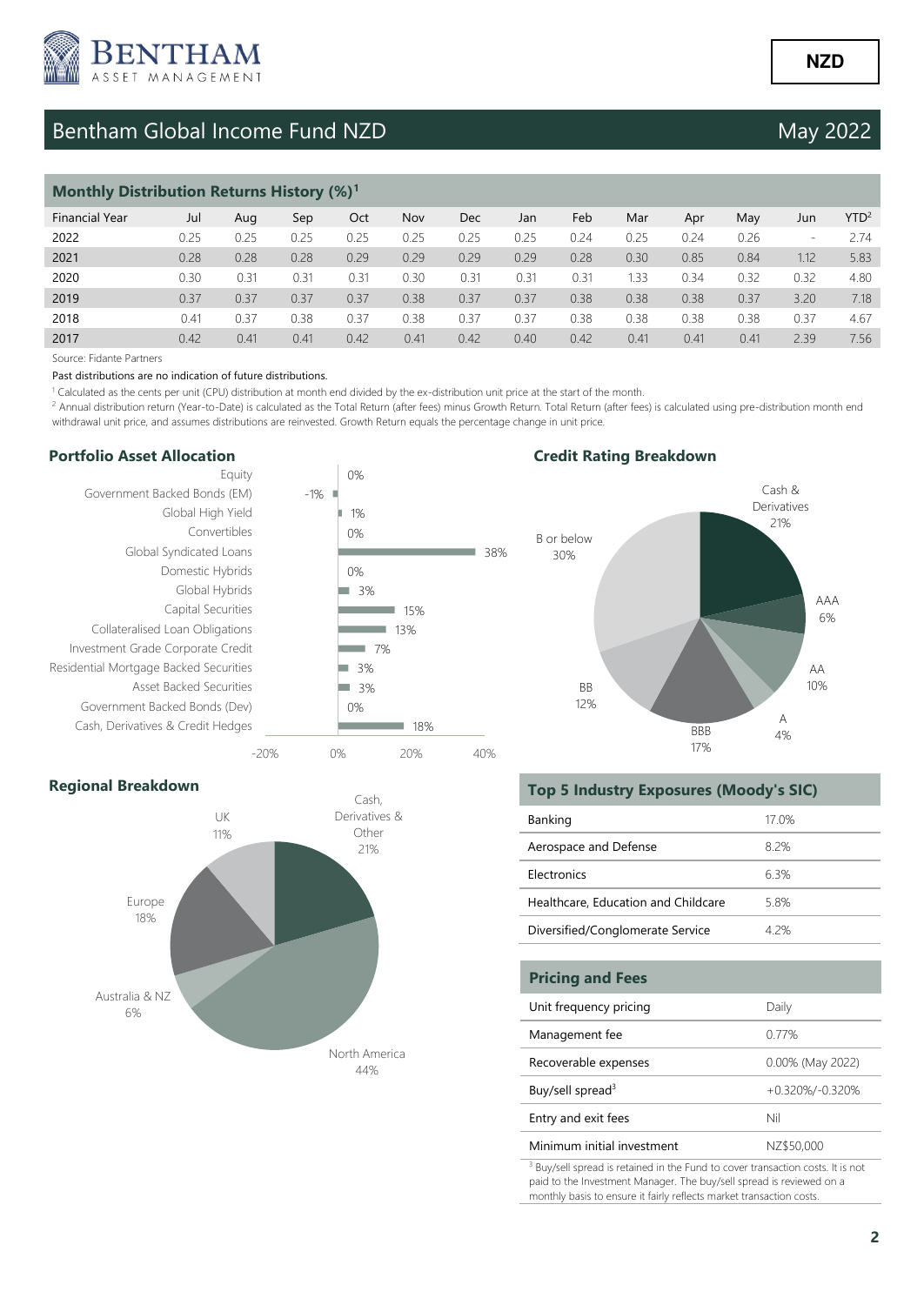NZD

# Bentham Global Income Fund NZD

May 2022

## Monthly Distribution Returns History (%)[1]

| Financial Year | Jul | Aug | Sep | Oct | Nov | Dec | Jan | Feb | Mar | Apr | May | Jun | YTD[2] |
|---|---|---|---|---|---|---|---|---|---|---|---|---|---|
| 2022 | 0.25 | 0.25 | 0.25 | 0.25 | 0.25 | 0.25 | 0.25 | 0.24 | 0.25 | 0.24 | 0.26 | - | 2.74 |
| 2021 | 0.28 | 0.28 | 0.28 | 0.29 | 0.29 | 0.29 | 0.29 | 0.28 | 0.30 | 0.85 | 0.84 | 1.12 | 5.83 |
| 2020 | 0.30 | 0.31 | 0.31 | 0.31 | 0.30 | 0.31 | 0.31 | 0.31 | 1.33 | 0.34 | 0.32 | 0.32 | 4.80 |
| 2019 | 0.37 | 0.37 | 0.37 | 0.37 | 0.38 | 0.37 | 0.37 | 0.38 | 0.38 | 0.38 | 0.37 | 3.20 | 7.18 |
| 2018 | 0.41 | 0.37 | 0.38 | 0.37 | 0.38 | 0.37 | 0.37 | 0.38 | 0.38 | 0.38 | 0.38 | 0.37 | 4.67 |
| 2017 | 0.42 | 0.41 | 0.41 | 0.42 | 0.41 | 0.42 | 0.40 | 0.42 | 0.41 | 0.41 | 0.41 | 2.39 | 7.56 |

Source: Fidante Partners

Past distributions are no indication of future distributions.

[1] Calculated as the cents per unit (CPU) distribution at month end divided by the ex-distribution unit price at the start of the month.

[2] Annual distribution return (Year-to-Date) is calculated as the Total Return (after fees) minus Growth Return. Total Return (after fees) is calculated using pre-distribution month end withdrawal unit price, and assumes distributions are reinvested. Growth Return equals the percentage change in unit price.

## Portfolio Asset Allocation

| Asset Class | Allocation |
|---|---|
| Equity | 0% |
| Government Backed Bonds (EM) | -1% |
| Global High Yield | 1% |
| Convertibles | 0% |
| Global Syndicated Loans | 38% |
| Domestic Hybrids | 0% |
| Global Hybrids | 3% |
| Capital Securities | 15% |
| Collateralised Loan Obligations | 13% |
| Investment Grade Corporate Credit | 7% |
| Residential Mortgage Backed Securities | 3% |
| Asset Backed Securities | 3% |
| Government Backed Bonds (Dev) | 0% |
| Cash, Derivatives & Credit Hedges | 18% |

## Credit Rating Breakdown

| Rating | Allocation |
|---|---|
| Cash & Derivatives | 21% |
| AAA | 6% |
| AA | 10% |
| A | 4% |
| BBB | 17% |
| BB | 12% |
| B or below | 30% |

## Regional Breakdown

| Region | Allocation |
|---|---|
| Cash, Derivatives & Other | 21% |
| North America | 44% |
| Australia & NZ | 6% |
| Europe | 18% |
| UK | 11% |

## Top 5 Industry Exposures (Moody's SIC)

| Industry | Exposure |
|---|---|
| Banking | 17.0% |
| Aerospace and Defense | 8.2% |
| Electronics | 6.3% |
| Healthcare, Education and Childcare | 5.8% |
| Diversified/Conglomerate Service | 4.2% |

## Pricing and Fees

| | |
|---|---|
| Unit frequency pricing | Daily |
| Management fee | 0.77% |
| Recoverable expenses | 0.00% (May 2022) |
| Buy/sell spread[3] | +0.320%/-0.320% |
| Entry and exit fees | Nil |
| Minimum initial investment | NZ$50,000 |

[3] Buy/sell spread is retained in the Fund to cover transaction costs. It is not paid to the Investment Manager. The buy/sell spread is reviewed on a monthly basis to ensure it fairly reflects market transaction costs.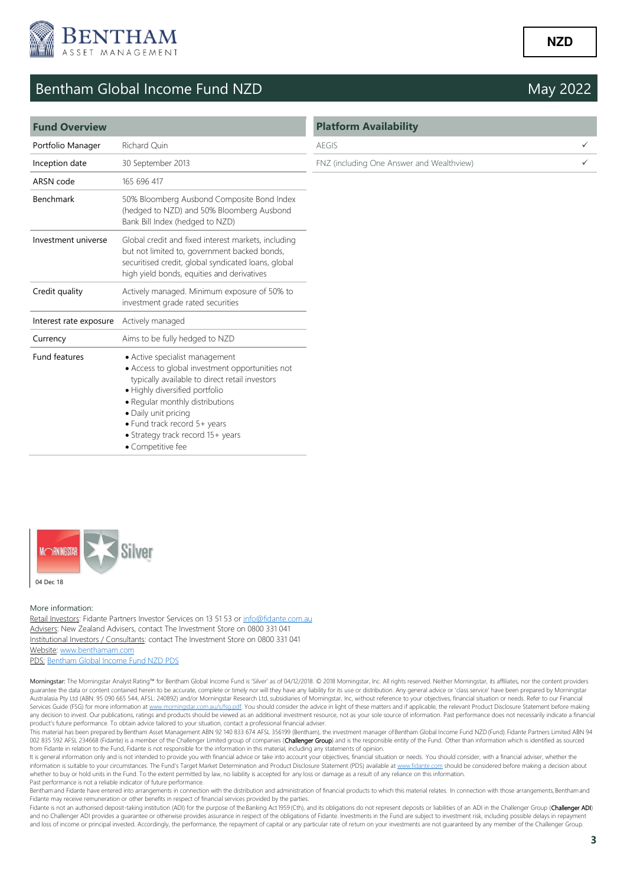# Bentham Global Income Fund NZD

**NZD**

May 2022

## Fund Overview

| | |
|---|---|
| Portfolio Manager | Richard Quin |
| Inception date | 30 September 2013 |
| ARSN code | 165 696 417 |
| Benchmark | 50% Bloomberg Ausbond Composite Bond Index (hedged to NZD) and 50% Bloomberg Ausbond Bank Bill Index (hedged to NZD) |
| Investment universe | Global credit and fixed interest markets, including but not limited to, government backed bonds, securitised credit, global syndicated loans, global high yield bonds, equities and derivatives |
| Credit quality | Actively managed. Minimum exposure of 50% to investment grade rated securities |
| Interest rate exposure | Actively managed |
| Currency | Aims to be fully hedged to NZD |
| Fund features | • Active specialist management<br>• Access to global investment opportunities not typically available to direct retail investors<br>• Highly diversified portfolio<br>• Regular monthly distributions<br>• Daily unit pricing<br>• Fund track record 5+ years<br>• Strategy track record 15+ years<br>• Competitive fee |

## Platform Availability

| | |
|---|---|
| AEGIS | ✓ |
| FNZ (including One Answer and Wealthview) | ✓ |

Morningstar Silver

04 Dec 18

More information:

Retail Investors: Fidante Partners Investor Services on 13 51 53 or info@fidante.com.au
Advisers: New Zealand Advisers, contact The Investment Store on 0800 331 041
Institutional Investors / Consultants: contact The Investment Store on 0800 331 041
Website: www.benthamam.com
PDS: Bentham Global Income Fund NZD PDS

**Morningstar:** The Morningstar Analyst Rating™ for Bentham Global Income Fund is 'Silver' as of 04/12/2018. © 2018 Morningstar, Inc. All rights reserved. Neither Morningstar, its affiliates, nor the content providers guarantee the data or content contained herein to be accurate, complete or timely nor will they have any liability for its use or distribution. Any general advice or 'class service' have been prepared by Morningstar Australasia Pty Ltd (ABN: 95 090 665 544, AFSL: 240892) and/or Morningstar Research Ltd, subsidiaries of Morningstar, Inc, without reference to your objectives, financial situation or needs. Refer to our Financial Services Guide (FSG) for more information at www.morningstar.com.au/s/fsg.pdf. You should consider the advice in light of these matters and if applicable, the relevant Product Disclosure Statement before making any decision to invest. Our publications, ratings and products should be viewed as an additional investment resource, not as your sole source of information. Past performance does not necessarily indicate a financial product's future performance. To obtain advice tailored to your situation, contact a professional financial adviser.

This material has been prepared by Bentham Asset Management ABN 92 140 833 674 AFSL 356199 (Bentham), the investment manager of Bentham Global Income Fund NZD (Fund). Fidante Partners Limited ABN 94 002 835 592 AFSL 234668 (Fidante) is a member of the Challenger Limited group of companies (**Challenger Group**) and is the responsible entity of the Fund. Other than information which is identified as sourced from Fidante in relation to the Fund, Fidante is not responsible for the information in this material, including any statements of opinion.

It is general information only and is not intended to provide you with financial advice or take into account your objectives, financial situation or needs. You should consider, with a financial adviser, whether the information is suitable to your circumstances. The Fund's Target Market Determination and Product Disclosure Statement (PDS) available at www.fidante.com should be considered before making a decision about whether to buy or hold units in the Fund. To the extent permitted by law, no liability is accepted for any loss or damage as a result of any reliance on this information.

Past performance is not a reliable indicator of future performance.

Bentham and Fidante have entered into arrangements in connection with the distribution and administration of financial products to which this material relates. In connection with those arrangements, Bentham and Fidante may receive remuneration or other benefits in respect of financial services provided by the parties.

Fidante is not an authorised deposit-taking institution (ADI) for the purpose of the Banking Act 1959 (Cth), and its obligations do not represent deposits or liabilities of an ADI in the Challenger Group (**Challenger ADI**) and no Challenger ADI provides a guarantee or otherwise provides assurance in respect of the obligations of Fidante. Investments in the Fund are subject to investment risk, including possible delays in repayment and loss of income or principal invested. Accordingly, the performance, the repayment of capital or any particular rate of return on your investments are not guaranteed by any member of the Challenger Group.